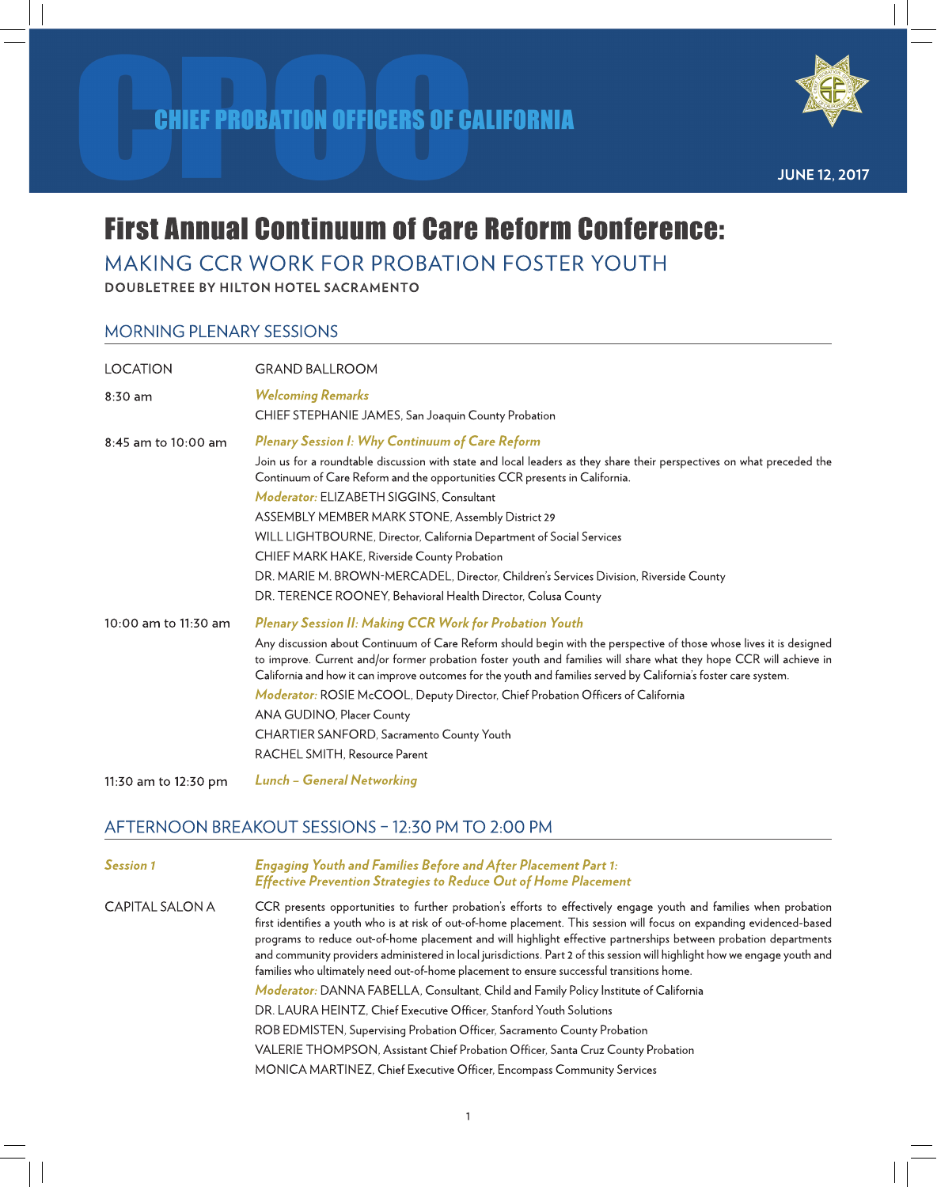# CHIEF PROBATION OFFICERS OF CALIFORNIA

**JUNE 12, 2017**

# First Annual Continuum of Care Reform Conference:

## MAKING CCR WORK FOR PROBATION FOSTER YOUTH

**DOUBLETREE BY HILTON HOTEL SACRAMENTO**

## MORNING PLENARY SESSIONS

LOCATION — GRAND BALLROOM

**8:30 am**

***Welcoming Remarks***

CHIEF STEPHANIE JAMES, San Joaquin County Probation

**8:45 am to 10:00 am**

***Plenary Session I: Why Continuum of Care Reform***

Join us for a roundtable discussion with state and local leaders as they share their perspectives on what preceded the Continuum of Care Reform and the opportunities CCR presents in California.

*Moderator:* ELIZABETH SIGGINS, Consultant

ASSEMBLY MEMBER MARK STONE, Assembly District 29

WILL LIGHTBOURNE, Director, California Department of Social Services

CHIEF MARK HAKE, Riverside County Probation

DR. MARIE M. BROWN-MERCADEL, Director, Children's Services Division, Riverside County

DR. TERENCE ROONEY, Behavioral Health Director, Colusa County

**10:00 am to 11:30 am**

***Plenary Session II: Making CCR Work for Probation Youth***

Any discussion about Continuum of Care Reform should begin with the perspective of those whose lives it is designed to improve. Current and/or former probation foster youth and families will share what they hope CCR will achieve in California and how it can improve outcomes for the youth and families served by California's foster care system.

*Moderator:* ROSIE McCOOL, Deputy Director, Chief Probation Officers of California

ANA GUDINO, Placer County

CHARTIER SANFORD, Sacramento County Youth

RACHEL SMITH, Resource Parent

**11:30 am to 12:30 pm**

***Lunch – General Networking***

## AFTERNOON BREAKOUT SESSIONS – 12:30 PM TO 2:00 PM

***Session 1***

***Engaging Youth and Families Before and After Placement Part 1: Effective Prevention Strategies to Reduce Out of Home Placement***

CAPITAL SALON A

CCR presents opportunities to further probation's efforts to effectively engage youth and families when probation first identifies a youth who is at risk of out-of-home placement. This session will focus on expanding evidenced-based programs to reduce out-of-home placement and will highlight effective partnerships between probation departments and community providers administered in local jurisdictions. Part 2 of this session will highlight how we engage youth and families who ultimately need out-of-home placement to ensure successful transitions home.

*Moderator:* DANNA FABELLA, Consultant, Child and Family Policy Institute of California

DR. LAURA HEINTZ, Chief Executive Officer, Stanford Youth Solutions

ROB EDMISTEN, Supervising Probation Officer, Sacramento County Probation

VALERIE THOMPSON, Assistant Chief Probation Officer, Santa Cruz County Probation

MONICA MARTINEZ, Chief Executive Officer, Encompass Community Services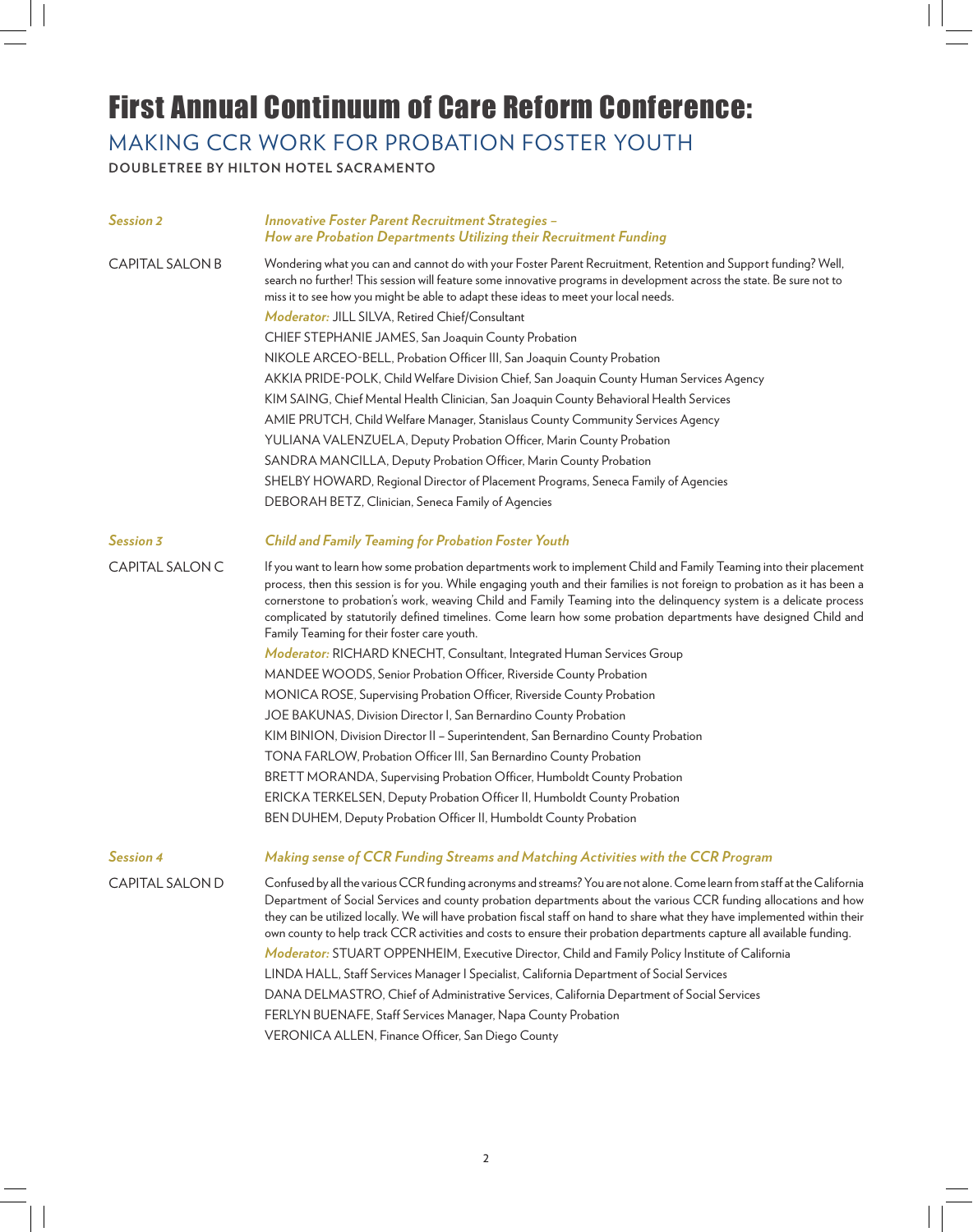# First Annual Continuum of Care Reform Conference:

## MAKING CCR WORK FOR PROBATION FOSTER YOUTH

**DOUBLETREE BY HILTON HOTEL SACRAMENTO**

### *Session 2* — *Innovative Foster Parent Recruitment Strategies – How are Probation Departments Utilizing their Recruitment Funding*

CAPITAL SALON B

Wondering what you can and cannot do with your Foster Parent Recruitment, Retention and Support funding? Well, search no further! This session will feature some innovative programs in development across the state. Be sure not to miss it to see how you might be able to adapt these ideas to meet your local needs.

*Moderator:* JILL SILVA, Retired Chief/Consultant

CHIEF STEPHANIE JAMES, San Joaquin County Probation

NIKOLE ARCEO-BELL, Probation Officer III, San Joaquin County Probation

AKKIA PRIDE-POLK, Child Welfare Division Chief, San Joaquin County Human Services Agency

KIM SAING, Chief Mental Health Clinician, San Joaquin County Behavioral Health Services

AMIE PRUTCH, Child Welfare Manager, Stanislaus County Community Services Agency

YULIANA VALENZUELA, Deputy Probation Officer, Marin County Probation

SANDRA MANCILLA, Deputy Probation Officer, Marin County Probation

SHELBY HOWARD, Regional Director of Placement Programs, Seneca Family of Agencies

DEBORAH BETZ, Clinician, Seneca Family of Agencies

### *Session 3* — *Child and Family Teaming for Probation Foster Youth*

CAPITAL SALON C

If you want to learn how some probation departments work to implement Child and Family Teaming into their placement process, then this session is for you. While engaging youth and their families is not foreign to probation as it has been a cornerstone to probation's work, weaving Child and Family Teaming into the delinquency system is a delicate process complicated by statutorily defined timelines. Come learn how some probation departments have designed Child and Family Teaming for their foster care youth.

*Moderator:* RICHARD KNECHT, Consultant, Integrated Human Services Group

MANDEE WOODS, Senior Probation Officer, Riverside County Probation

MONICA ROSE, Supervising Probation Officer, Riverside County Probation

JOE BAKUNAS, Division Director I, San Bernardino County Probation

KIM BINION, Division Director II – Superintendent, San Bernardino County Probation

TONA FARLOW, Probation Officer III, San Bernardino County Probation

BRETT MORANDA, Supervising Probation Officer, Humboldt County Probation

ERICKA TERKELSEN, Deputy Probation Officer II, Humboldt County Probation

BEN DUHEM, Deputy Probation Officer II, Humboldt County Probation

### *Session 4* — *Making sense of CCR Funding Streams and Matching Activities with the CCR Program*

CAPITAL SALON D

Confused by all the various CCR funding acronyms and streams? You are not alone. Come learn from staff at the California Department of Social Services and county probation departments about the various CCR funding allocations and how they can be utilized locally. We will have probation fiscal staff on hand to share what they have implemented within their own county to help track CCR activities and costs to ensure their probation departments capture all available funding.

*Moderator:* STUART OPPENHEIM, Executive Director, Child and Family Policy Institute of California

LINDA HALL, Staff Services Manager I Specialist, California Department of Social Services

DANA DELMASTRO, Chief of Administrative Services, California Department of Social Services

FERLYN BUENAFE, Staff Services Manager, Napa County Probation

VERONICA ALLEN, Finance Officer, San Diego County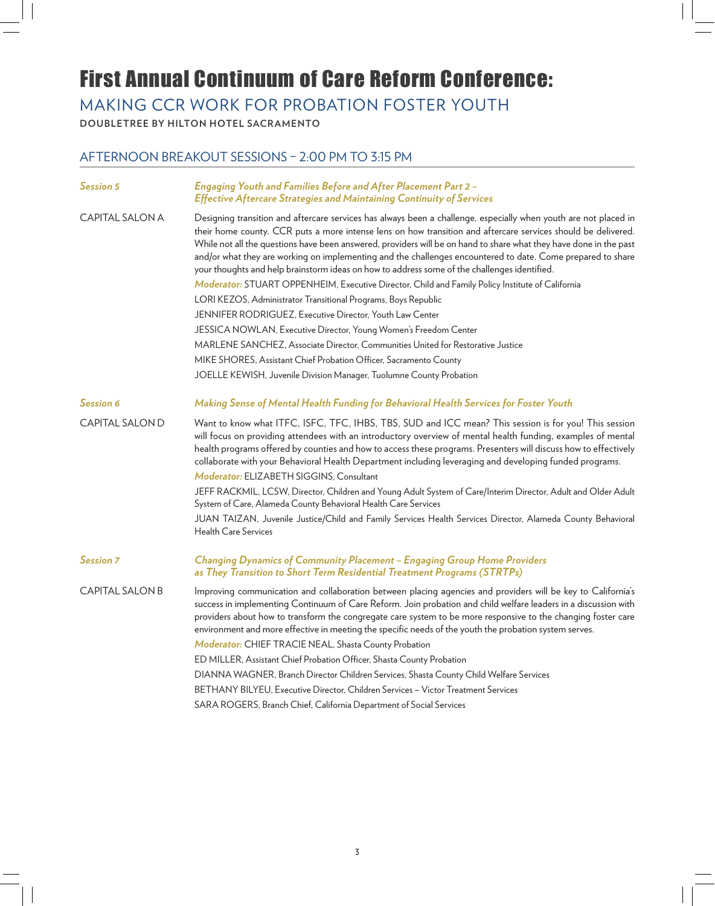# First Annual Continuum of Care Reform Conference:

## MAKING CCR WORK FOR PROBATION FOSTER YOUTH

**DOUBLETREE BY HILTON HOTEL SACRAMENTO**

## AFTERNOON BREAKOUT SESSIONS – 2:00 PM TO 3:15 PM

***Session 5*** — ***Engaging Youth and Families Before and After Placement Part 2 – Effective Aftercare Strategies and Maintaining Continuity of Services***

CAPITAL SALON A

Designing transition and aftercare services has always been a challenge, especially when youth are not placed in their home county. CCR puts a more intense lens on how transition and aftercare services should be delivered. While not all the questions have been answered, providers will be on hand to share what they have done in the past and/or what they are working on implementing and the challenges encountered to date. Come prepared to share your thoughts and help brainstorm ideas on how to address some of the challenges identified.

*Moderator:* STUART OPPENHEIM, Executive Director, Child and Family Policy Institute of California

LORI KEZOS, Administrator Transitional Programs, Boys Republic

JENNIFER RODRIGUEZ, Executive Director, Youth Law Center

JESSICA NOWLAN, Executive Director, Young Women's Freedom Center

MARLENE SANCHEZ, Associate Director, Communities United for Restorative Justice

MIKE SHORES, Assistant Chief Probation Officer, Sacramento County

JOELLE KEWISH, Juvenile Division Manager, Tuolumne County Probation

***Session 6*** — ***Making Sense of Mental Health Funding for Behavioral Health Services for Foster Youth***

CAPITAL SALON D

Want to know what ITFC, ISFC, TFC, IHBS, TBS, SUD and ICC mean? This session is for you! This session will focus on providing attendees with an introductory overview of mental health funding, examples of mental health programs offered by counties and how to access these programs. Presenters will discuss how to effectively collaborate with your Behavioral Health Department including leveraging and developing funded programs.

*Moderator:* ELIZABETH SIGGINS, Consultant

JEFF RACKMIL, LCSW, Director, Children and Young Adult System of Care/Interim Director, Adult and Older Adult System of Care, Alameda County Behavioral Health Care Services

JUAN TAIZAN, Juvenile Justice/Child and Family Services Health Services Director, Alameda County Behavioral Health Care Services

***Session 7*** — ***Changing Dynamics of Community Placement – Engaging Group Home Providers as They Transition to Short Term Residential Treatment Programs (STRTPs)***

CAPITAL SALON B

Improving communication and collaboration between placing agencies and providers will be key to California's success in implementing Continuum of Care Reform. Join probation and child welfare leaders in a discussion with providers about how to transform the congregate care system to be more responsive to the changing foster care environment and more effective in meeting the specific needs of the youth the probation system serves.

*Moderator:* CHIEF TRACIE NEAL, Shasta County Probation

ED MILLER, Assistant Chief Probation Officer, Shasta County Probation

DIANNA WAGNER, Branch Director Children Services, Shasta County Child Welfare Services

BETHANY BILYEU, Executive Director, Children Services – Victor Treatment Services

SARA ROGERS, Branch Chief, California Department of Social Services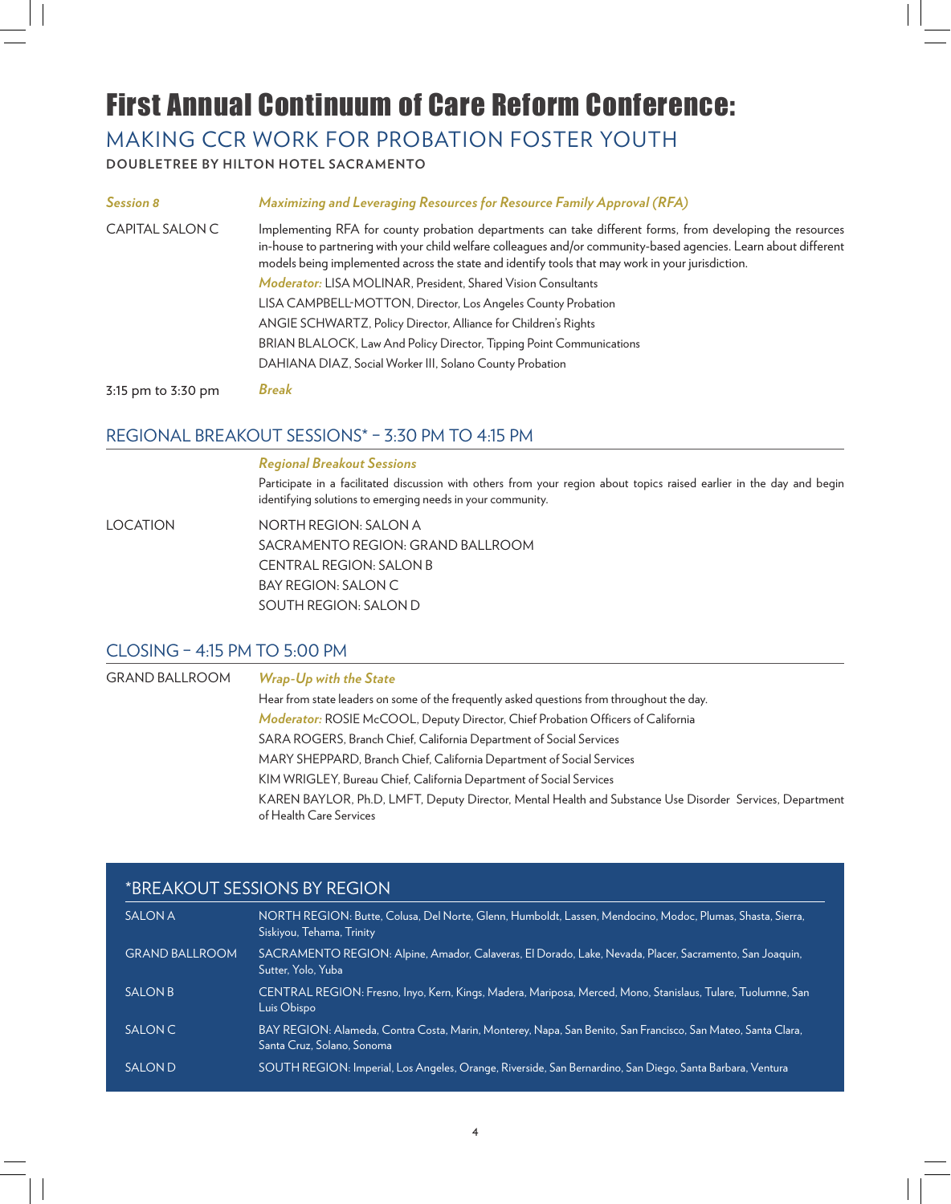# First Annual Continuum of Care Reform Conference:

## MAKING CCR WORK FOR PROBATION FOSTER YOUTH

**DOUBLETREE BY HILTON HOTEL SACRAMENTO**

| | |
|---|---|
| *Session 8* | ***Maximizing and Leveraging Resources for Resource Family Approval (RFA)*** |
| CAPITAL SALON C | Implementing RFA for county probation departments can take different forms, from developing the resources in-house to partnering with your child welfare colleagues and/or community-based agencies. Learn about different models being implemented across the state and identify tools that may work in your jurisdiction. |
| | *Moderator:* LISA MOLINAR, President, Shared Vision Consultants |
| | LISA CAMPBELL-MOTTON, Director, Los Angeles County Probation |
| | ANGIE SCHWARTZ, Policy Director, Alliance for Children's Rights |
| | BRIAN BLALOCK, Law And Policy Director, Tipping Point Communications |
| | DAHIANA DIAZ, Social Worker III, Solano County Probation |
| 3:15 pm to 3:30 pm | *Break* |

## REGIONAL BREAKOUT SESSIONS* – 3:30 PM TO 4:15 PM

***Regional Breakout Sessions***

Participate in a facilitated discussion with others from your region about topics raised earlier in the day and begin identifying solutions to emerging needs in your community.

LOCATION

NORTH REGION: SALON A
SACRAMENTO REGION: GRAND BALLROOM
CENTRAL REGION: SALON B
BAY REGION: SALON C
SOUTH REGION: SALON D

## CLOSING – 4:15 PM TO 5:00 PM

GRAND BALLROOM

***Wrap-Up with the State***

Hear from state leaders on some of the frequently asked questions from throughout the day.

*Moderator:* ROSIE McCOOL, Deputy Director, Chief Probation Officers of California

SARA ROGERS, Branch Chief, California Department of Social Services

MARY SHEPPARD, Branch Chief, California Department of Social Services

KIM WRIGLEY, Bureau Chief, California Department of Social Services

KAREN BAYLOR, Ph.D, LMFT, Deputy Director, Mental Health and Substance Use Disorder Services, Department of Health Care Services

### *BREAKOUT SESSIONS BY REGION

| | |
|---|---|
| SALON A | NORTH REGION: Butte, Colusa, Del Norte, Glenn, Humboldt, Lassen, Mendocino, Modoc, Plumas, Shasta, Sierra, Siskiyou, Tehama, Trinity |
| GRAND BALLROOM | SACRAMENTO REGION: Alpine, Amador, Calaveras, El Dorado, Lake, Nevada, Placer, Sacramento, San Joaquin, Sutter, Yolo, Yuba |
| SALON B | CENTRAL REGION: Fresno, Inyo, Kern, Kings, Madera, Mariposa, Merced, Mono, Stanislaus, Tulare, Tuolumne, San Luis Obispo |
| SALON C | BAY REGION: Alameda, Contra Costa, Marin, Monterey, Napa, San Benito, San Francisco, San Mateo, Santa Clara, Santa Cruz, Solano, Sonoma |
| SALON D | SOUTH REGION: Imperial, Los Angeles, Orange, Riverside, San Bernardino, San Diego, Santa Barbara, Ventura |